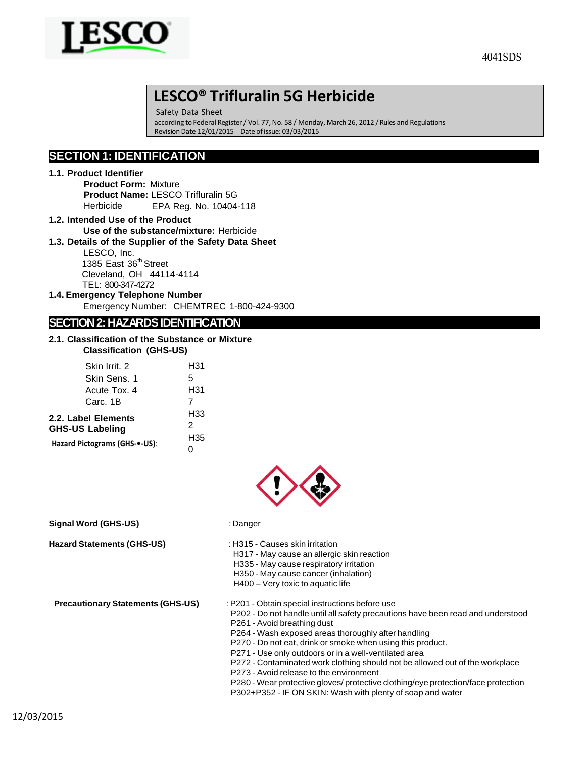4041SDS

# LESCO® Trifluralin 5G Herbicide

Safety Data Sheet
according to Federal Register / Vol. 77, No. 58 / Monday, March 26, 2012 / Rules and Regulations
Revision Date 12/01/2015 Date of issue: 03/03/2015

## SECTION 1: IDENTIFICATION

### 1.1. Product Identifier

**Product Form:** Mixture
**Product Name:** LESCO Trifluralin 5G Herbicide EPA Reg. No. 10404-118

### 1.2. Intended Use of the Product

**Use of the substance/mixture:** Herbicide

### 1.3. Details of the Supplier of the Safety Data Sheet

LESCO, Inc.
1385 East 36th Street
Cleveland, OH 44114-4114
TEL: 800-347-4272

### 1.4. Emergency Telephone Number

Emergency Number: CHEMTREC 1-800-424-9300

## SECTION 2: HAZARDS IDENTIFICATION

### 2.1. Classification of the Substance or Mixture

**Classification (GHS-US)**

| | |
|---|---|
| Skin Irrit. 2 | H315 |
| Skin Sens. 1 | H317 |
| Acute Tox. 4 | H332 |
| Carc. 1B | H350 |

### 2.2. Label Elements

**GHS-US Labeling**

**Hazard Pictograms (GHS-•-US):**

**Signal Word (GHS-US)** : Danger

**Hazard Statements (GHS-US)** :
H315 - Causes skin irritation
H317 - May cause an allergic skin reaction
H335 - May cause respiratory irritation
H350 - May cause cancer (inhalation)
H400 – Very toxic to aquatic life

**Precautionary Statements (GHS-US)** :
P201 - Obtain special instructions before use
P202 - Do not handle until all safety precautions have been read and understood
P261 - Avoid breathing dust
P264 - Wash exposed areas thoroughly after handling
P270 - Do not eat, drink or smoke when using this product.
P271 - Use only outdoors or in a well-ventilated area
P272 - Contaminated work clothing should not be allowed out of the workplace
P273 - Avoid release to the environment
P280 - Wear protective gloves/ protective clothing/eye protection/face protection
P302+P352 - IF ON SKIN: Wash with plenty of soap and water

12/03/2015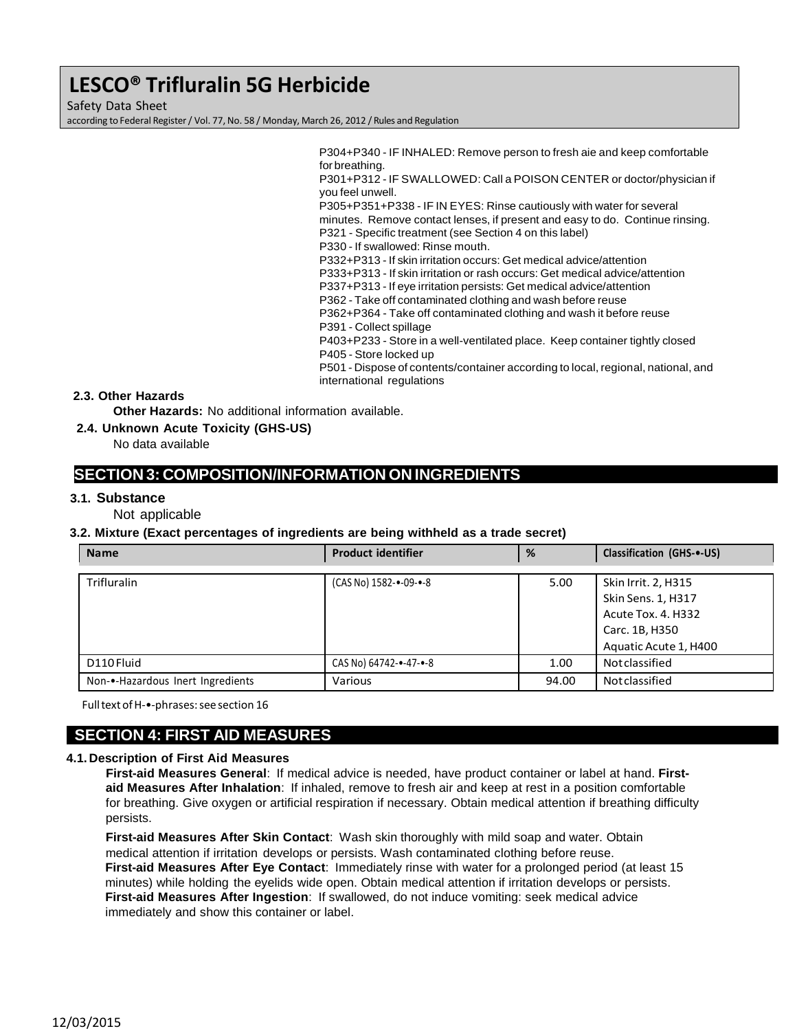P304+P340 - IF INHALED: Remove person to fresh aie and keep comfortable for breathing.
P301+P312 - IF SWALLOWED: Call a POISON CENTER or doctor/physician if you feel unwell.
P305+P351+P338 - IF IN EYES: Rinse cautiously with water for several minutes. Remove contact lenses, if present and easy to do. Continue rinsing.
P321 - Specific treatment (see Section 4 on this label)
P330 - If swallowed: Rinse mouth.
P332+P313 - If skin irritation occurs: Get medical advice/attention
P333+P313 - If skin irritation or rash occurs: Get medical advice/attention
P337+P313 - If eye irritation persists: Get medical advice/attention
P362 - Take off contaminated clothing and wash before reuse
P362+P364 - Take off contaminated clothing and wash it before reuse
P391 - Collect spillage
P403+P233 - Store in a well-ventilated place. Keep container tightly closed
P405 - Store locked up
P501 - Dispose of contents/container according to local, regional, national, and international regulations

### 2.3. Other Hazards

**Other Hazards:** No additional information available.

### 2.4. Unknown Acute Toxicity (GHS-US)

No data available

## SECTION 3: COMPOSITION/INFORMATION ON INGREDIENTS

### 3.1. Substance

Not applicable

### 3.2. Mixture (Exact percentages of ingredients are being withheld as a trade secret)

| Name | Product identifier | % | Classification (GHS-•-US) |
|---|---|---|---|
| Trifluralin | (CAS No) 1582-•-09-•-8 | 5.00 | Skin Irrit. 2, H315<br>Skin Sens. 1, H317<br>Acute Tox. 4. H332<br>Carc. 1B, H350<br>Aquatic Acute 1, H400 |
| D110 Fluid | CAS No) 64742-•-47-•-8 | 1.00 | Not classified |
| Non-•-Hazardous Inert Ingredients | Various | 94.00 | Not classified |

Full text of H-•-phrases: see section 16

## SECTION 4: FIRST AID MEASURES

### 4.1. Description of First Aid Measures

**First-aid Measures General**: If medical advice is needed, have product container or label at hand. **First-aid Measures After Inhalation**: If inhaled, remove to fresh air and keep at rest in a position comfortable for breathing. Give oxygen or artificial respiration if necessary. Obtain medical attention if breathing difficulty persists.

**First-aid Measures After Skin Contact**: Wash skin thoroughly with mild soap and water. Obtain medical attention if irritation develops or persists. Wash contaminated clothing before reuse.
**First-aid Measures After Eye Contact**: Immediately rinse with water for a prolonged period (at least 15 minutes) while holding the eyelids wide open. Obtain medical attention if irritation develops or persists.
**First-aid Measures After Ingestion**: If swallowed, do not induce vomiting: seek medical advice immediately and show this container or label.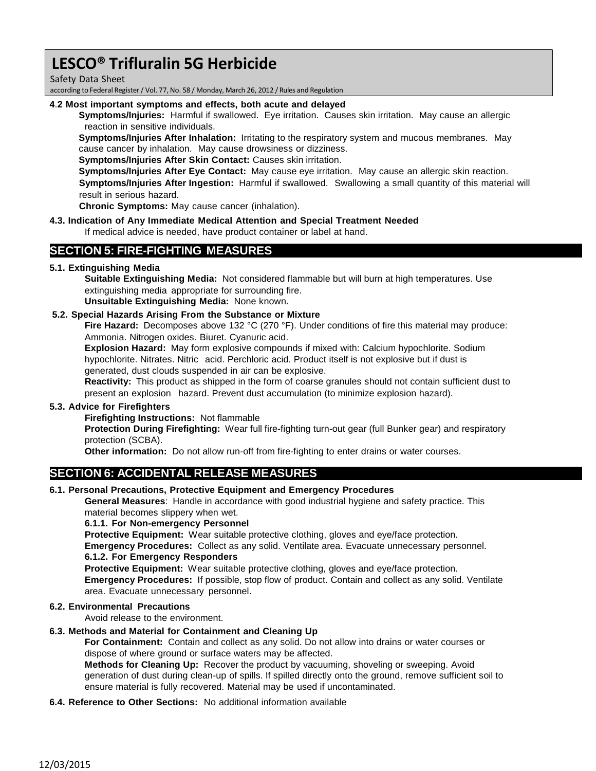#### 4.2 Most important symptoms and effects, both acute and delayed

**Symptoms/Injuries:** Harmful if swallowed. Eye irritation. Causes skin irritation. May cause an allergic reaction in sensitive individuals.

**Symptoms/Injuries After Inhalation:** Irritating to the respiratory system and mucous membranes. May cause cancer by inhalation. May cause drowsiness or dizziness.

**Symptoms/Injuries After Skin Contact:** Causes skin irritation.

**Symptoms/Injuries After Eye Contact:** May cause eye irritation. May cause an allergic skin reaction.

**Symptoms/Injuries After Ingestion:** Harmful if swallowed. Swallowing a small quantity of this material will result in serious hazard.

**Chronic Symptoms:** May cause cancer (inhalation).

#### 4.3. Indication of Any Immediate Medical Attention and Special Treatment Needed

If medical advice is needed, have product container or label at hand.

## SECTION 5: FIRE-FIGHTING MEASURES

#### 5.1. Extinguishing Media

**Suitable Extinguishing Media:** Not considered flammable but will burn at high temperatures. Use extinguishing media appropriate for surrounding fire.

**Unsuitable Extinguishing Media:** None known.

#### 5.2. Special Hazards Arising From the Substance or Mixture

**Fire Hazard:** Decomposes above 132 °C (270 °F). Under conditions of fire this material may produce: Ammonia. Nitrogen oxides. Biuret. Cyanuric acid.

**Explosion Hazard:** May form explosive compounds if mixed with: Calcium hypochlorite. Sodium hypochlorite. Nitrates. Nitric acid. Perchloric acid. Product itself is not explosive but if dust is generated, dust clouds suspended in air can be explosive.

**Reactivity:** This product as shipped in the form of coarse granules should not contain sufficient dust to present an explosion hazard. Prevent dust accumulation (to minimize explosion hazard).

#### 5.3. Advice for Firefighters

**Firefighting Instructions:** Not flammable

**Protection During Firefighting:** Wear full fire-fighting turn-out gear (full Bunker gear) and respiratory protection (SCBA).

**Other information:** Do not allow run-off from fire-fighting to enter drains or water courses.

## SECTION 6: ACCIDENTAL RELEASE MEASURES

#### 6.1. Personal Precautions, Protective Equipment and Emergency Procedures

**General Measures**: Handle in accordance with good industrial hygiene and safety practice. This material becomes slippery when wet.

**6.1.1. For Non-emergency Personnel**

**Protective Equipment:** Wear suitable protective clothing, gloves and eye/face protection.

**Emergency Procedures:** Collect as any solid. Ventilate area. Evacuate unnecessary personnel.

**6.1.2. For Emergency Responders**

**Protective Equipment:** Wear suitable protective clothing, gloves and eye/face protection.

**Emergency Procedures:** If possible, stop flow of product. Contain and collect as any solid. Ventilate area. Evacuate unnecessary personnel.

#### 6.2. Environmental Precautions

Avoid release to the environment.

#### 6.3. Methods and Material for Containment and Cleaning Up

**For Containment:** Contain and collect as any solid. Do not allow into drains or water courses or dispose of where ground or surface waters may be affected.

**Methods for Cleaning Up:** Recover the product by vacuuming, shoveling or sweeping. Avoid generation of dust during clean-up of spills. If spilled directly onto the ground, remove sufficient soil to ensure material is fully recovered. Material may be used if uncontaminated.

**6.4. Reference to Other Sections:** No additional information available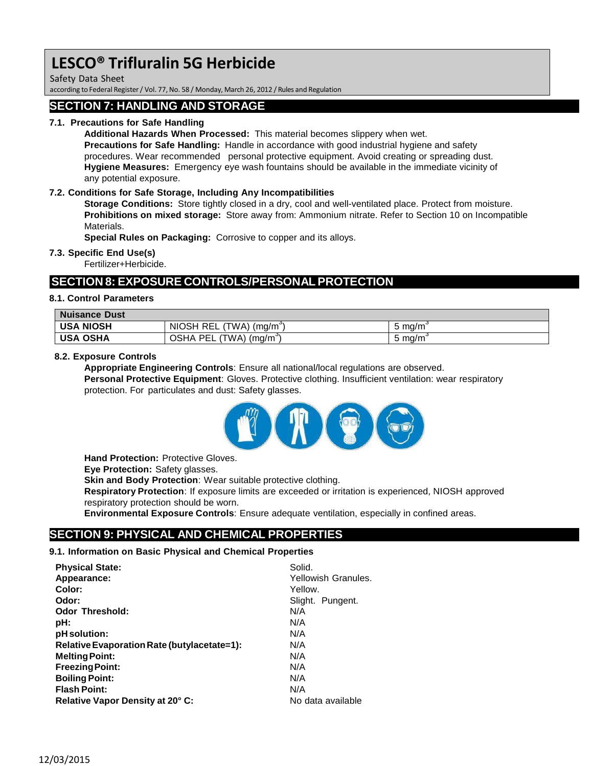## SECTION 7: HANDLING AND STORAGE

### 7.1. Precautions for Safe Handling

**Additional Hazards When Processed:** This material becomes slippery when wet.

**Precautions for Safe Handling:** Handle in accordance with good industrial hygiene and safety procedures. Wear recommended personal protective equipment. Avoid creating or spreading dust.

**Hygiene Measures:** Emergency eye wash fountains should be available in the immediate vicinity of any potential exposure.

### 7.2. Conditions for Safe Storage, Including Any Incompatibilities

**Storage Conditions:** Store tightly closed in a dry, cool and well-ventilated place. Protect from moisture.

**Prohibitions on mixed storage:** Store away from: Ammonium nitrate. Refer to Section 10 on Incompatible Materials.

**Special Rules on Packaging:** Corrosive to copper and its alloys.

### 7.3. Specific End Use(s)

Fertilizer+Herbicide.

## SECTION 8: EXPOSURE CONTROLS/PERSONAL PROTECTION

### 8.1. Control Parameters

| Nuisance Dust | | |
|---|---|---|
| **USA NIOSH** | NIOSH REL (TWA) ($mg/m^3$) | 5 $mg/m^3$ |
| **USA OSHA** | OSHA PEL (TWA) ($mg/m^3$) | 5 $mg/m^3$ |

### 8.2. Exposure Controls

**Appropriate Engineering Controls**: Ensure all national/local regulations are observed.

**Personal Protective Equipment**: Gloves. Protective clothing. Insufficient ventilation: wear respiratory protection. For particulates and dust: Safety glasses.

**Hand Protection:** Protective Gloves.

**Eye Protection:** Safety glasses.

**Skin and Body Protection**: Wear suitable protective clothing.

**Respiratory Protection**: If exposure limits are exceeded or irritation is experienced, NIOSH approved respiratory protection should be worn.

**Environmental Exposure Controls**: Ensure adequate ventilation, especially in confined areas.

## SECTION 9: PHYSICAL AND CHEMICAL PROPERTIES

### 9.1. Information on Basic Physical and Chemical Properties

| | |
|---|---|
| **Physical State:** | Solid. |
| **Appearance:** | Yellowish Granules. |
| **Color:** | Yellow. |
| **Odor:** | Slight. Pungent. |
| **Odor Threshold:** | N/A |
| **pH:** | N/A |
| **pH solution:** | N/A |
| **Relative Evaporation Rate (butylacetate=1):** | N/A |
| **Melting Point:** | N/A |
| **Freezing Point:** | N/A |
| **Boiling Point:** | N/A |
| **Flash Point:** | N/A |
| **Relative Vapor Density at 20° C:** | No data available |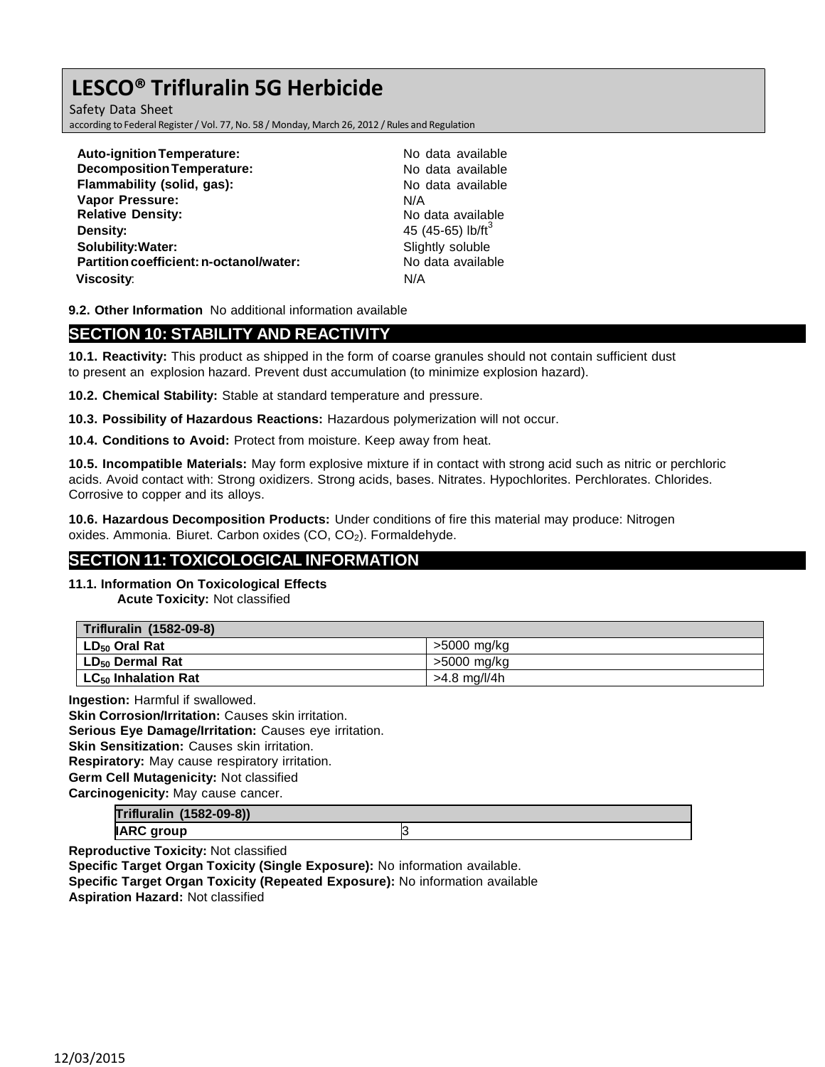| | |
|---|---|
| **Auto-ignition Temperature:** | No data available |
| **Decomposition Temperature:** | No data available |
| **Flammability (solid, gas):** | No data available |
| **Vapor Pressure:** | N/A |
| **Relative Density:** | No data available |
| **Density:** | 45 (45-65) lb/ft$^3$ |
| **Solubility:Water:** | Slightly soluble |
| **Partition coefficient: n-octanol/water:** | No data available |
| **Viscosity**: | N/A |

**9.2. Other Information** No additional information available

## SECTION 10: STABILITY AND REACTIVITY

**10.1. Reactivity:** This product as shipped in the form of coarse granules should not contain sufficient dust to present an explosion hazard. Prevent dust accumulation (to minimize explosion hazard).

**10.2. Chemical Stability:** Stable at standard temperature and pressure.

**10.3. Possibility of Hazardous Reactions:** Hazardous polymerization will not occur.

**10.4. Conditions to Avoid:** Protect from moisture. Keep away from heat.

**10.5. Incompatible Materials:** May form explosive mixture if in contact with strong acid such as nitric or perchloric acids. Avoid contact with: Strong oxidizers. Strong acids, bases. Nitrates. Hypochlorites. Perchlorates. Chlorides. Corrosive to copper and its alloys.

**10.6. Hazardous Decomposition Products:** Under conditions of fire this material may produce: Nitrogen oxides. Ammonia. Biuret. Carbon oxides (CO, $CO_2$). Formaldehyde.

## SECTION 11: TOXICOLOGICAL INFORMATION

**11.1. Information On Toxicological Effects**

**Acute Toxicity:** Not classified

| **Trifluralin (1582-09-8)** | |
|---|---|
| **$LD_{50}$ Oral Rat** | >5000 mg/kg |
| **$LD_{50}$ Dermal Rat** | >5000 mg/kg |
| **$LC_{50}$ Inhalation Rat** | >4.8 mg/l/4h |

**Ingestion:** Harmful if swallowed.
**Skin Corrosion/Irritation:** Causes skin irritation.
**Serious Eye Damage/Irritation:** Causes eye irritation.
**Skin Sensitization:** Causes skin irritation.
**Respiratory:** May cause respiratory irritation.
**Germ Cell Mutagenicity:** Not classified
**Carcinogenicity:** May cause cancer.

| **Trifluralin (1582-09-8))** | |
|---|---|
| **IARC group** | 3 |

**Reproductive Toxicity:** Not classified
**Specific Target Organ Toxicity (Single Exposure):** No information available.
**Specific Target Organ Toxicity (Repeated Exposure):** No information available
**Aspiration Hazard:** Not classified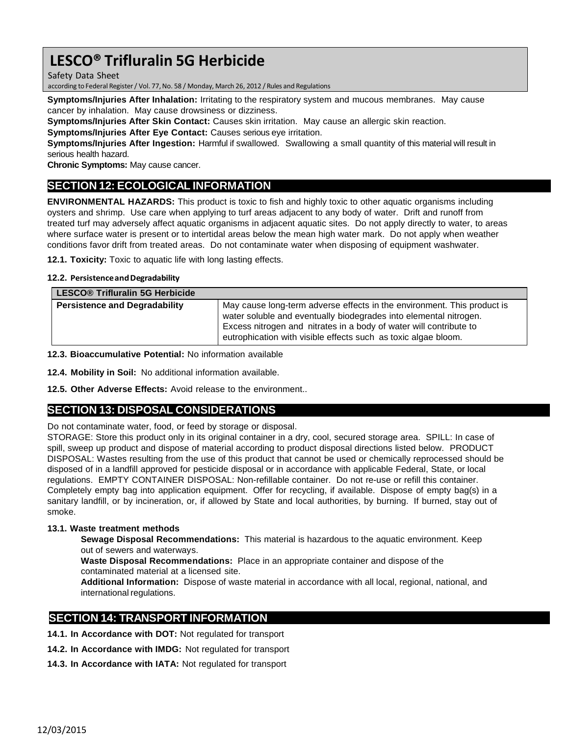**Symptoms/Injuries After Inhalation:** Irritating to the respiratory system and mucous membranes. May cause cancer by inhalation. May cause drowsiness or dizziness.
**Symptoms/Injuries After Skin Contact:** Causes skin irritation. May cause an allergic skin reaction.
**Symptoms/Injuries After Eye Contact:** Causes serious eye irritation.
**Symptoms/Injuries After Ingestion:** Harmful if swallowed. Swallowing a small quantity of this material will result in serious health hazard.
**Chronic Symptoms:** May cause cancer.

## SECTION 12: ECOLOGICAL INFORMATION

**ENVIRONMENTAL HAZARDS:** This product is toxic to fish and highly toxic to other aquatic organisms including oysters and shrimp. Use care when applying to turf areas adjacent to any body of water. Drift and runoff from treated turf may adversely affect aquatic organisms in adjacent aquatic sites. Do not apply directly to water, to areas where surface water is present or to intertidal areas below the mean high water mark. Do not apply when weather conditions favor drift from treated areas. Do not contaminate water when disposing of equipment washwater.

**12.1. Toxicity:** Toxic to aquatic life with long lasting effects.

**12.2. Persistence and Degradability**

| LESCO® Trifluralin 5G Herbicide | |
|---|---|
| **Persistence and Degradability** | May cause long-term adverse effects in the environment. This product is water soluble and eventually biodegrades into elemental nitrogen. Excess nitrogen and nitrates in a body of water will contribute to eutrophication with visible effects such as toxic algae bloom. |

**12.3. Bioaccumulative Potential:** No information available

**12.4. Mobility in Soil:** No additional information available.

**12.5. Other Adverse Effects:** Avoid release to the environment..

## SECTION 13: DISPOSAL CONSIDERATIONS

Do not contaminate water, food, or feed by storage or disposal.
STORAGE: Store this product only in its original container in a dry, cool, secured storage area. SPILL: In case of spill, sweep up product and dispose of material according to product disposal directions listed below. PRODUCT DISPOSAL: Wastes resulting from the use of this product that cannot be used or chemically reprocessed should be disposed of in a landfill approved for pesticide disposal or in accordance with applicable Federal, State, or local regulations. EMPTY CONTAINER DISPOSAL: Non-refillable container. Do not re-use or refill this container. Completely empty bag into application equipment. Offer for recycling, if available. Dispose of empty bag(s) in a sanitary landfill, or by incineration, or, if allowed by State and local authorities, by burning. If burned, stay out of smoke.

**13.1. Waste treatment methods**

**Sewage Disposal Recommendations:** This material is hazardous to the aquatic environment. Keep out of sewers and waterways.
**Waste Disposal Recommendations:** Place in an appropriate container and dispose of the contaminated material at a licensed site.
**Additional Information:** Dispose of waste material in accordance with all local, regional, national, and international regulations.

## SECTION 14: TRANSPORT INFORMATION

**14.1. In Accordance with DOT:** Not regulated for transport

**14.2. In Accordance with IMDG:** Not regulated for transport

**14.3. In Accordance with IATA:** Not regulated for transport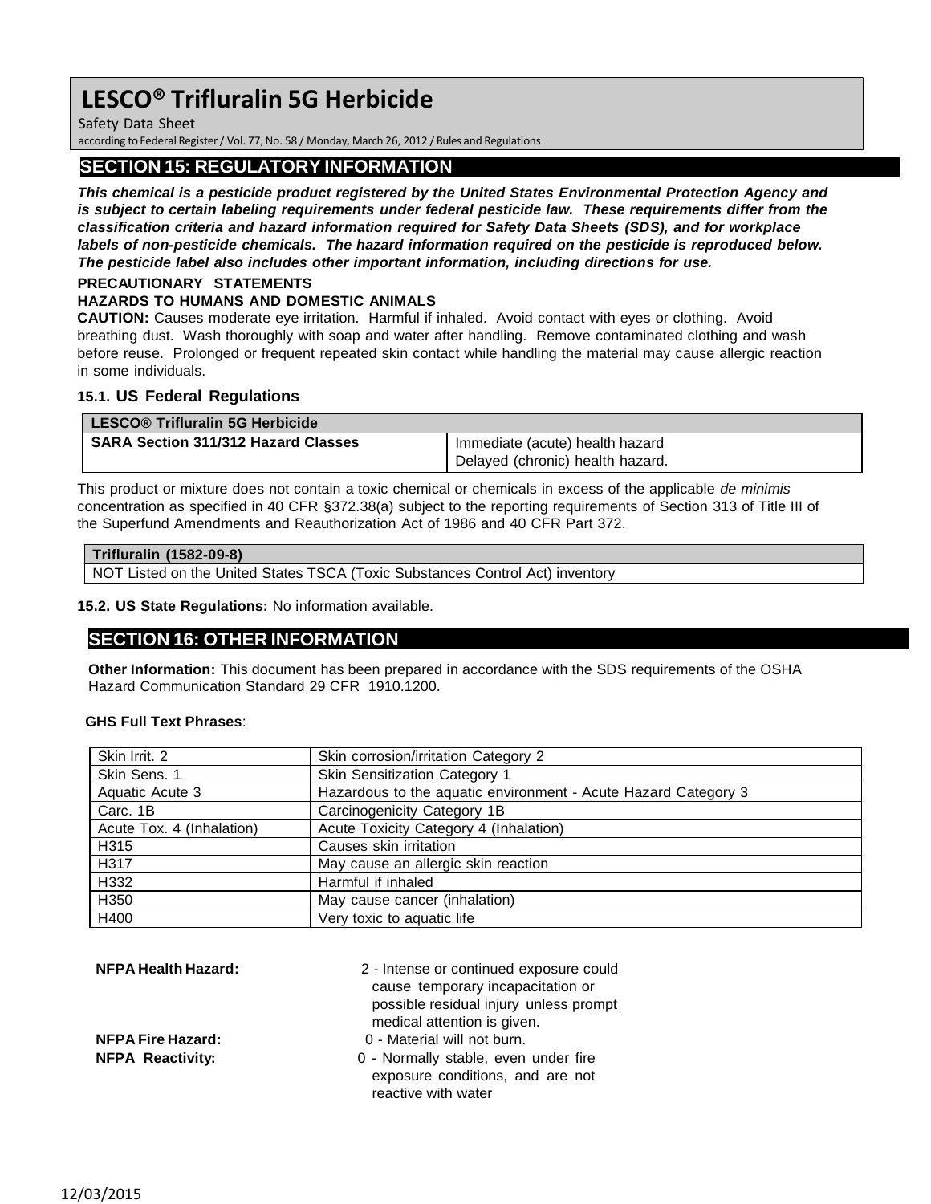## SECTION 15: REGULATORY INFORMATION

***This chemical is a pesticide product registered by the United States Environmental Protection Agency and is subject to certain labeling requirements under federal pesticide law. These requirements differ from the classification criteria and hazard information required for Safety Data Sheets (SDS), and for workplace labels of non-pesticide chemicals. The hazard information required on the pesticide is reproduced below. The pesticide label also includes other important information, including directions for use.***

**PRECAUTIONARY STATEMENTS**

**HAZARDS TO HUMANS AND DOMESTIC ANIMALS**

**CAUTION:** Causes moderate eye irritation. Harmful if inhaled. Avoid contact with eyes or clothing. Avoid breathing dust. Wash thoroughly with soap and water after handling. Remove contaminated clothing and wash before reuse. Prolonged or frequent repeated skin contact while handling the material may cause allergic reaction in some individuals.

### 15.1. US Federal Regulations

| LESCO® Trifluralin 5G Herbicide | |
|---|---|
| **SARA Section 311/312 Hazard Classes** | Immediate (acute) health hazard<br>Delayed (chronic) health hazard. |

This product or mixture does not contain a toxic chemical or chemicals in excess of the applicable *de minimis* concentration as specified in 40 CFR §372.38(a) subject to the reporting requirements of Section 313 of Title III of the Superfund Amendments and Reauthorization Act of 1986 and 40 CFR Part 372.

| Trifluralin (1582-09-8) |
|---|
| NOT Listed on the United States TSCA (Toxic Substances Control Act) inventory |

**15.2. US State Regulations:** No information available.

## SECTION 16: OTHER INFORMATION

**Other Information:** This document has been prepared in accordance with the SDS requirements of the OSHA Hazard Communication Standard 29 CFR 1910.1200.

**GHS Full Text Phrases**:

| | |
|---|---|
| Skin Irrit. 2 | Skin corrosion/irritation Category 2 |
| Skin Sens. 1 | Skin Sensitization Category 1 |
| Aquatic Acute 3 | Hazardous to the aquatic environment - Acute Hazard Category 3 |
| Carc. 1B | Carcinogenicity Category 1B |
| Acute Tox. 4 (Inhalation) | Acute Toxicity Category 4 (Inhalation) |
| H315 | Causes skin irritation |
| H317 | May cause an allergic skin reaction |
| H332 | Harmful if inhaled |
| H350 | May cause cancer (inhalation) |
| H400 | Very toxic to aquatic life |

**NFPA Health Hazard:** 2 - Intense or continued exposure could cause temporary incapacitation or possible residual injury unless prompt medical attention is given.

**NFPA Fire Hazard:** 0 - Material will not burn.

**NFPA Reactivity:** 0 - Normally stable, even under fire exposure conditions, and are not reactive with water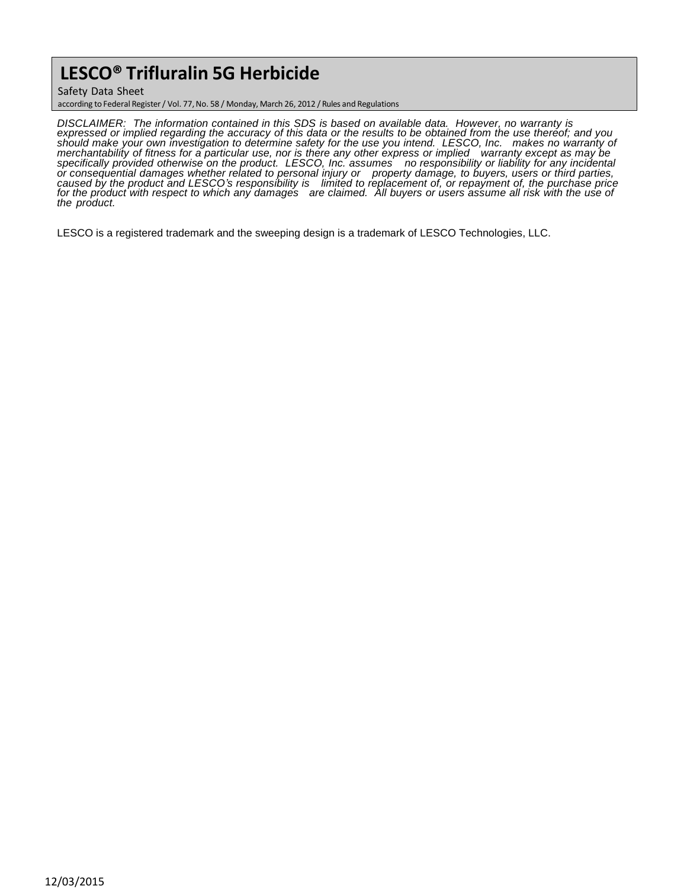*DISCLAIMER: The information contained in this SDS is based on available data. However, no warranty is expressed or implied regarding the accuracy of this data or the results to be obtained from the use thereof; and you should make your own investigation to determine safety for the use you intend. LESCO, Inc. makes no warranty of merchantability of fitness for a particular use, nor is there any other express or implied warranty except as may be specifically provided otherwise on the product. LESCO, Inc. assumes no responsibility or liability for any incidental or consequential damages whether related to personal injury or property damage, to buyers, users or third parties, caused by the product and LESCO's responsibility is limited to replacement of, or repayment of, the purchase price for the product with respect to which any damages are claimed. All buyers or users assume all risk with the use of the product.*

LESCO is a registered trademark and the sweeping design is a trademark of LESCO Technologies, LLC.